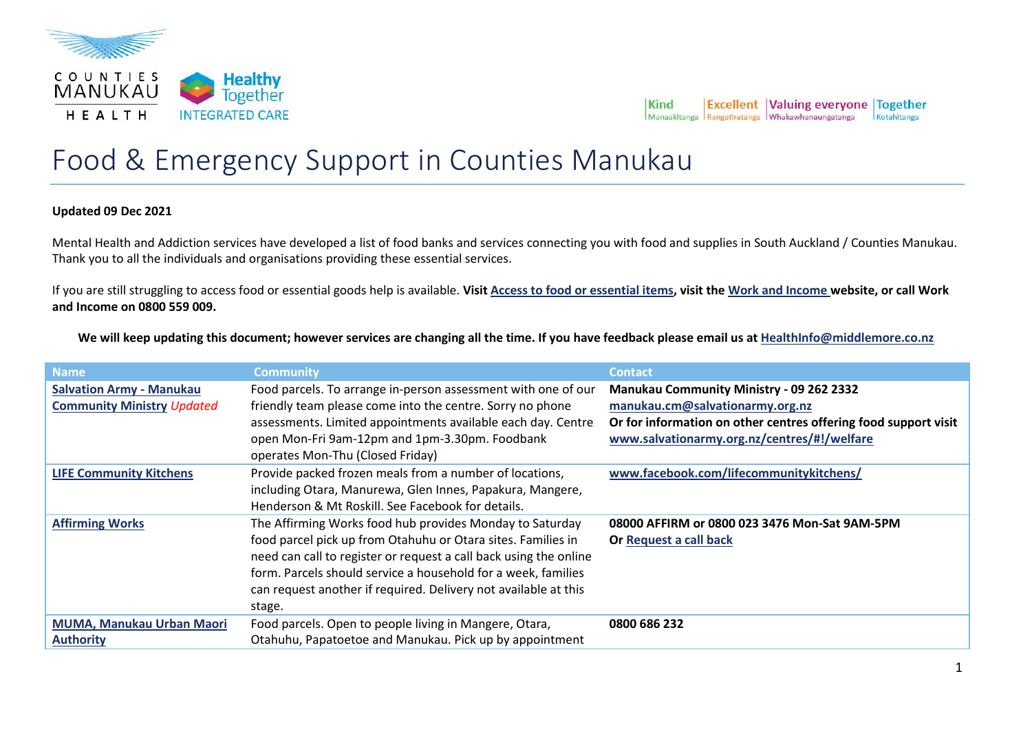# Food & Emergency Support in Counties Manukau

**Updated 09 Dec 2021**

Mental Health and Addiction services have developed a list of food banks and services connecting you with food and supplies in South Auckland / Counties Manukau. Thank you to all the individuals and organisations providing these essential services.

If you are still struggling to access food or essential goods help is available. **Visit Access to food or essential items, visit the Work and Income website, or call Work and Income on 0800 559 009.**

**We will keep updating this document; however services are changing all the time. If you have feedback please email us at HealthInfo@middlemore.co.nz**

| Name | Community | Contact |
|---|---|---|
| **Salvation Army - Manukau Community Ministry** *Updated* | Food parcels. To arrange in-person assessment with one of our friendly team please come into the centre. Sorry no phone assessments. Limited appointments available each day. Centre open Mon-Fri 9am-12pm and 1pm-3.30pm. Foodbank operates Mon-Thu (Closed Friday) | **Manukau Community Ministry - 09 262 2332**<br>**manukau.cm@salvationarmy.org.nz**<br>**Or for information on other centres offering food support visit www.salvationarmy.org.nz/centres/#!/welfare** |
| **LIFE Community Kitchens** | Provide packed frozen meals from a number of locations, including Otara, Manurewa, Glen Innes, Papakura, Mangere, Henderson & Mt Roskill. See Facebook for details. | **www.facebook.com/lifecommunitykitchens/** |
| **Affirming Works** | The Affirming Works food hub provides Monday to Saturday food parcel pick up from Otahuhu or Otara sites. Families in need can call to register or request a call back using the online form. Parcels should service a household for a week, families can request another if required. Delivery not available at this stage. | **08000 AFFIRM or 0800 023 3476 Mon-Sat 9AM-5PM**<br>**Or Request a call back** |
| **MUMA, Manukau Urban Maori Authority** | Food parcels. Open to people living in Mangere, Otara, Otahuhu, Papatoetoe and Manukau. Pick up by appointment | **0800 686 232** |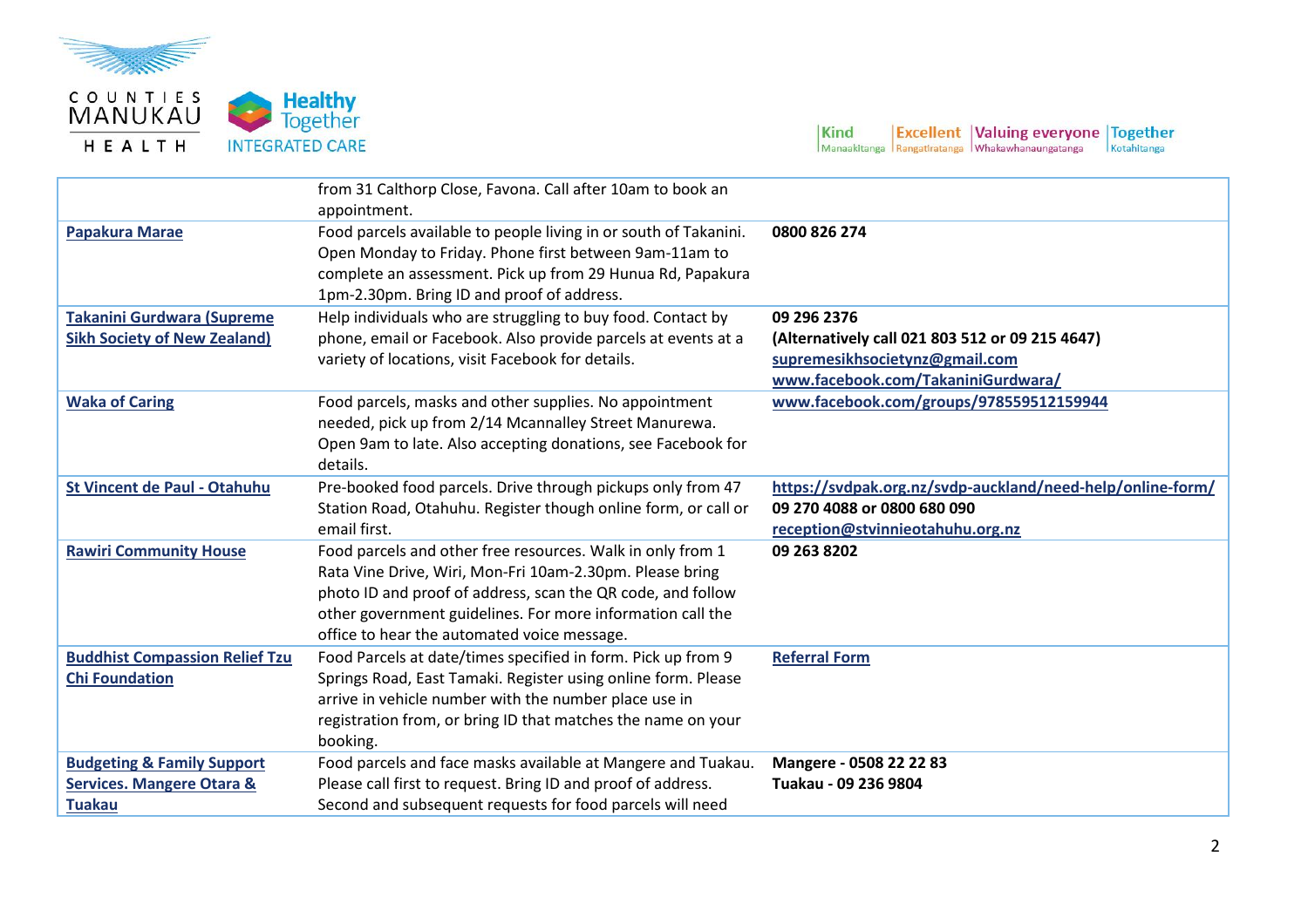| | | |
|---|---|---|
| | from 31 Calthorp Close, Favona. Call after 10am to book an appointment. | |
| **Papakura Marae** | Food parcels available to people living in or south of Takanini. Open Monday to Friday. Phone first between 9am-11am to complete an assessment. Pick up from 29 Hunua Rd, Papakura 1pm-2.30pm. Bring ID and proof of address. | **0800 826 274** |
| **Takanini Gurdwara (Supreme Sikh Society of New Zealand)** | Help individuals who are struggling to buy food. Contact by phone, email or Facebook. Also provide parcels at events at a variety of locations, visit Facebook for details. | **09 296 2376**<br>**(Alternatively call 021 803 512 or 09 215 4647)**<br>**supremesikhsocietynz@gmail.com**<br>**www.facebook.com/TakaniniGurdwara/** |
| **Waka of Caring** | Food parcels, masks and other supplies. No appointment needed, pick up from 2/14 Mcannalley Street Manurewa. Open 9am to late. Also accepting donations, see Facebook for details. | **www.facebook.com/groups/978559512159944** |
| **St Vincent de Paul - Otahuhu** | Pre-booked food parcels. Drive through pickups only from 47 Station Road, Otahuhu. Register though online form, or call or email first. | **https://svdpak.org.nz/svdp-auckland/need-help/online-form/**<br>**09 270 4088 or 0800 680 090**<br>**reception@stvinnieotahuhu.org.nz** |
| **Rawiri Community House** | Food parcels and other free resources. Walk in only from 1 Rata Vine Drive, Wiri, Mon-Fri 10am-2.30pm. Please bring photo ID and proof of address, scan the QR code, and follow other government guidelines. For more information call the office to hear the automated voice message. | **09 263 8202** |
| **Buddhist Compassion Relief Tzu Chi Foundation** | Food Parcels at date/times specified in form. Pick up from 9 Springs Road, East Tamaki. Register using online form. Please arrive in vehicle number with the number place use in registration from, or bring ID that matches the name on your booking. | **Referral Form** |
| **Budgeting & Family Support Services. Mangere Otara & Tuakau** | Food parcels and face masks available at Mangere and Tuakau. Please call first to request. Bring ID and proof of address. Second and subsequent requests for food parcels will need | **Mangere - 0508 22 22 83**<br>**Tuakau - 09 236 9804** |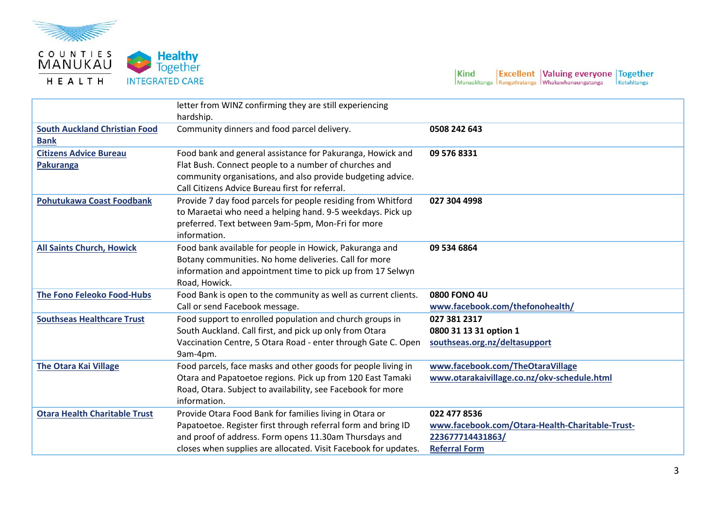| | | |
|---|---|---|
| | letter from WINZ confirming they are still experiencing hardship. | |
| **South Auckland Christian Food Bank** | Community dinners and food parcel delivery. | **0508 242 643** |
| **Citizens Advice Bureau Pakuranga** | Food bank and general assistance for Pakuranga, Howick and Flat Bush. Connect people to a number of churches and community organisations, and also provide budgeting advice. Call Citizens Advice Bureau first for referral. | **09 576 8331** |
| **Pohutukawa Coast Foodbank** | Provide 7 day food parcels for people residing from Whitford to Maraetai who need a helping hand. 9-5 weekdays. Pick up preferred. Text between 9am-5pm, Mon-Fri for more information. | **027 304 4998** |
| **All Saints Church, Howick** | Food bank available for people in Howick, Pakuranga and Botany communities. No home deliveries. Call for more information and appointment time to pick up from 17 Selwyn Road, Howick. | **09 534 6864** |
| **The Fono Feleoko Food-Hubs** | Food Bank is open to the community as well as current clients. Call or send Facebook message. | **0800 FONO 4U** **www.facebook.com/thefonohealth/** |
| **Southseas Healthcare Trust** | Food support to enrolled population and church groups in South Auckland. Call first, and pick up only from Otara Vaccination Centre, 5 Otara Road - enter through Gate C. Open 9am-4pm. | **027 381 2317** **0800 31 13 31 option 1** **southseas.org.nz/deltasupport** |
| **The Otara Kai Village** | Food parcels, face masks and other goods for people living in Otara and Papatoetoe regions. Pick up from 120 East Tamaki Road, Otara. Subject to availability, see Facebook for more information. | **www.facebook.com/TheOtaraVillage** **www.otarakaivillage.co.nz/okv-schedule.html** |
| **Otara Health Charitable Trust** | Provide Otara Food Bank for families living in Otara or Papatoetoe. Register first through referral form and bring ID and proof of address. Form opens 11.30am Thursdays and closes when supplies are allocated. Visit Facebook for updates. | **022 477 8536** **www.facebook.com/Otara-Health-Charitable-Trust-223677714431863/** **Referral Form** |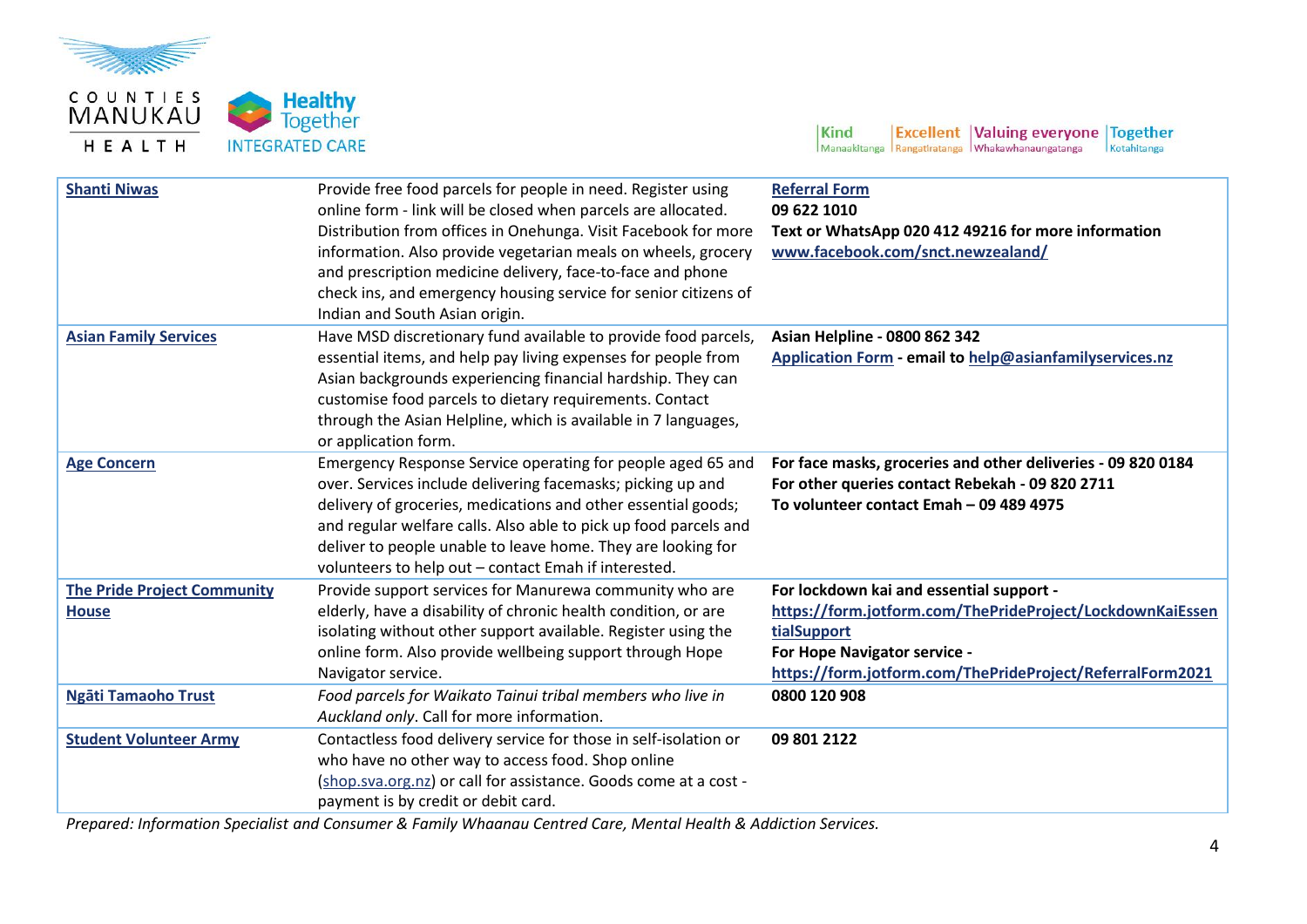| | | |
|---|---|---|
| **Shanti Niwas** | Provide free food parcels for people in need. Register using online form - link will be closed when parcels are allocated. Distribution from offices in Onehunga. Visit Facebook for more information. Also provide vegetarian meals on wheels, grocery and prescription medicine delivery, face-to-face and phone check ins, and emergency housing service for senior citizens of Indian and South Asian origin. | **Referral Form**<br>**09 622 1010**<br>**Text or WhatsApp 020 412 49216 for more information**<br>**www.facebook.com/snct.newzealand/** |
| **Asian Family Services** | Have MSD discretionary fund available to provide food parcels, essential items, and help pay living expenses for people from Asian backgrounds experiencing financial hardship. They can customise food parcels to dietary requirements. Contact through the Asian Helpline, which is available in 7 languages, or application form. | **Asian Helpline - 0800 862 342**<br>**Application Form - email to help@asianfamilyservices.nz** |
| **Age Concern** | Emergency Response Service operating for people aged 65 and over. Services include delivering facemasks; picking up and delivery of groceries, medications and other essential goods; and regular welfare calls. Also able to pick up food parcels and deliver to people unable to leave home. They are looking for volunteers to help out – contact Emah if interested. | **For face masks, groceries and other deliveries - 09 820 0184**<br>**For other queries contact Rebekah - 09 820 2711**<br>**To volunteer contact Emah – 09 489 4975** |
| **The Pride Project Community House** | Provide support services for Manurewa community who are elderly, have a disability of chronic health condition, or are isolating without other support available. Register using the online form. Also provide wellbeing support through Hope Navigator service. | **For lockdown kai and essential support -**<br>**https://form.jotform.com/ThePrideProject/LockdownKaiEssentialSupport**<br>**For Hope Navigator service -**<br>**https://form.jotform.com/ThePrideProject/ReferralForm2021** |
| **Ngāti Tamaoho Trust** | *Food parcels for Waikato Tainui tribal members who live in Auckland only*. Call for more information. | **0800 120 908** |
| **Student Volunteer Army** | Contactless food delivery service for those in self-isolation or who have no other way to access food. Shop online (shop.sva.org.nz) or call for assistance. Goods come at a cost - payment is by credit or debit card. | **09 801 2122** |

*Prepared: Information Specialist and Consumer & Family Whaanau Centred Care, Mental Health & Addiction Services.*